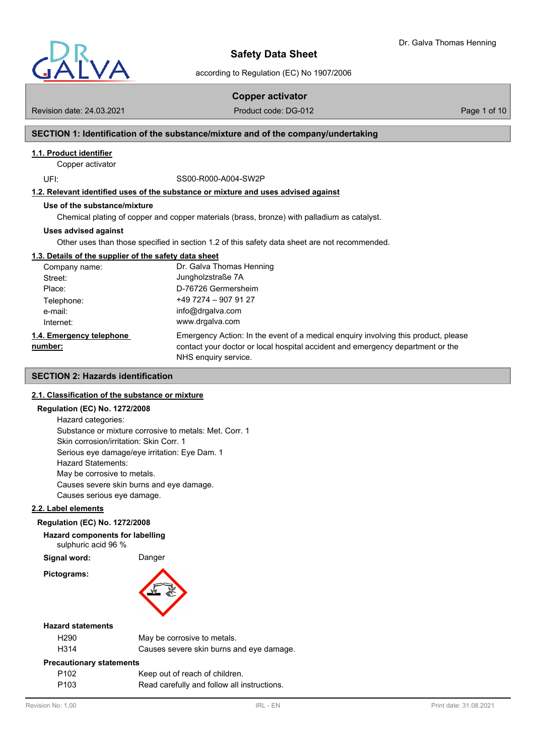# Safety Data Sheet

according to Regulation (EC) No 1907/2006

**Copper activator**

Revision date: 24.03.2021 | Product code: DG-012

## SECTION 1: Identification of the substance/mixture and of the company/undertaking

### 1.1. Product identifier

Copper activator

UFI: SS00-R000-A004-SW2P

### 1.2. Relevant identified uses of the substance or mixture and uses advised against

**Use of the substance/mixture**

Chemical plating of copper and copper materials (brass, bronze) with palladium as catalyst.

**Uses advised against**

Other uses than those specified in section 1.2 of this safety data sheet are not recommended.

### 1.3. Details of the supplier of the safety data sheet

| | |
|---|---|
| Company name: | Dr. Galva Thomas Henning |
| Street: | Jungholzstraße 7A |
| Place: | D-76726 Germersheim |
| Telephone: | +49 7274 – 907 91 27 |
| e-mail: | info@drgalva.com |
| Internet: | www.drgalva.com |

### 1.4. Emergency telephone number:

Emergency Action: In the event of a medical enquiry involving this product, please contact your doctor or local hospital accident and emergency department or the NHS enquiry service.

## SECTION 2: Hazards identification

### 2.1. Classification of the substance or mixture

**Regulation (EC) No. 1272/2008**

Hazard categories:
Substance or mixture corrosive to metals: Met. Corr. 1
Skin corrosion/irritation: Skin Corr. 1
Serious eye damage/eye irritation: Eye Dam. 1
Hazard Statements:
May be corrosive to metals.
Causes severe skin burns and eye damage.
Causes serious eye damage.

### 2.2. Label elements

**Regulation (EC) No. 1272/2008**

**Hazard components for labelling**

sulphuric acid 96 %

**Signal word:** Danger

**Pictograms:**

**Hazard statements**

| | |
|---|---|
| H290 | May be corrosive to metals. |
| H314 | Causes severe skin burns and eye damage. |

**Precautionary statements**

| | |
|---|---|
| P102 | Keep out of reach of children. |
| P103 | Read carefully and follow all instructions. |

Revision No: 1,00 | IRL - EN | Print date: 31.08.2021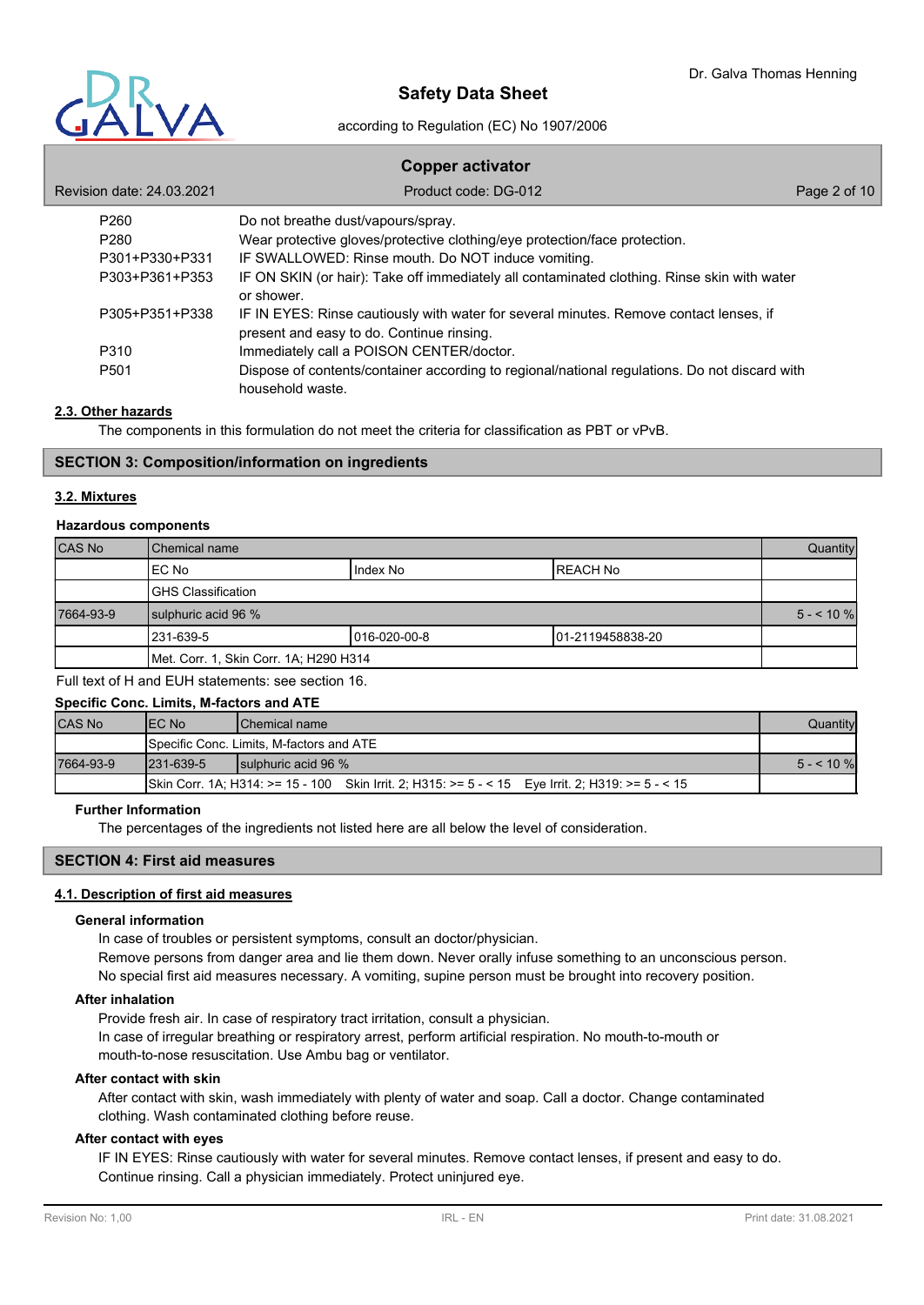| | |
|---|---|
| P260 | Do not breathe dust/vapours/spray. |
| P280 | Wear protective gloves/protective clothing/eye protection/face protection. |
| P301+P330+P331 | IF SWALLOWED: Rinse mouth. Do NOT induce vomiting. |
| P303+P361+P353 | IF ON SKIN (or hair): Take off immediately all contaminated clothing. Rinse skin with water or shower. |
| P305+P351+P338 | IF IN EYES: Rinse cautiously with water for several minutes. Remove contact lenses, if present and easy to do. Continue rinsing. |
| P310 | Immediately call a POISON CENTER/doctor. |
| P501 | Dispose of contents/container according to regional/national regulations. Do not discard with household waste. |

### 2.3. Other hazards

The components in this formulation do not meet the criteria for classification as PBT or vPvB.

## SECTION 3: Composition/information on ingredients

### 3.2. Mixtures

**Hazardous components**

| CAS No | Chemical name | | | Quantity |
|---|---|---|---|---|
| | EC No | Index No | REACH No | |
| | GHS Classification | | | |
| 7664-93-9 | sulphuric acid 96 % | | | 5 - < 10 % |
| | 231-639-5 | 016-020-00-8 | 01-2119458838-20 | |
| | Met. Corr. 1, Skin Corr. 1A; H290 H314 | | | |

Full text of H and EUH statements: see section 16.

**Specific Conc. Limits, M-factors and ATE**

| CAS No | EC No | Chemical name | Quantity |
|---|---|---|---|
| | Specific Conc. Limits, M-factors and ATE | | |
| 7664-93-9 | 231-639-5 | sulphuric acid 96 % | 5 - < 10 % |
| | Skin Corr. 1A; H314: >= 15 - 100   Skin Irrit. 2; H315: >= 5 - < 15   Eye Irrit. 2; H319: >= 5 - < 15 | | |

**Further Information**

The percentages of the ingredients not listed here are all below the level of consideration.

## SECTION 4: First aid measures

### 4.1. Description of first aid measures

**General information**

In case of troubles or persistent symptoms, consult an doctor/physician.
Remove persons from danger area and lie them down. Never orally infuse something to an unconscious person.
No special first aid measures necessary. A vomiting, supine person must be brought into recovery position.

**After inhalation**

Provide fresh air. In case of respiratory tract irritation, consult a physician.
In case of irregular breathing or respiratory arrest, perform artificial respiration. No mouth-to-mouth or mouth-to-nose resuscitation. Use Ambu bag or ventilator.

**After contact with skin**

After contact with skin, wash immediately with plenty of water and soap. Call a doctor. Change contaminated clothing. Wash contaminated clothing before reuse.

**After contact with eyes**

IF IN EYES: Rinse cautiously with water for several minutes. Remove contact lenses, if present and easy to do. Continue rinsing. Call a physician immediately. Protect uninjured eye.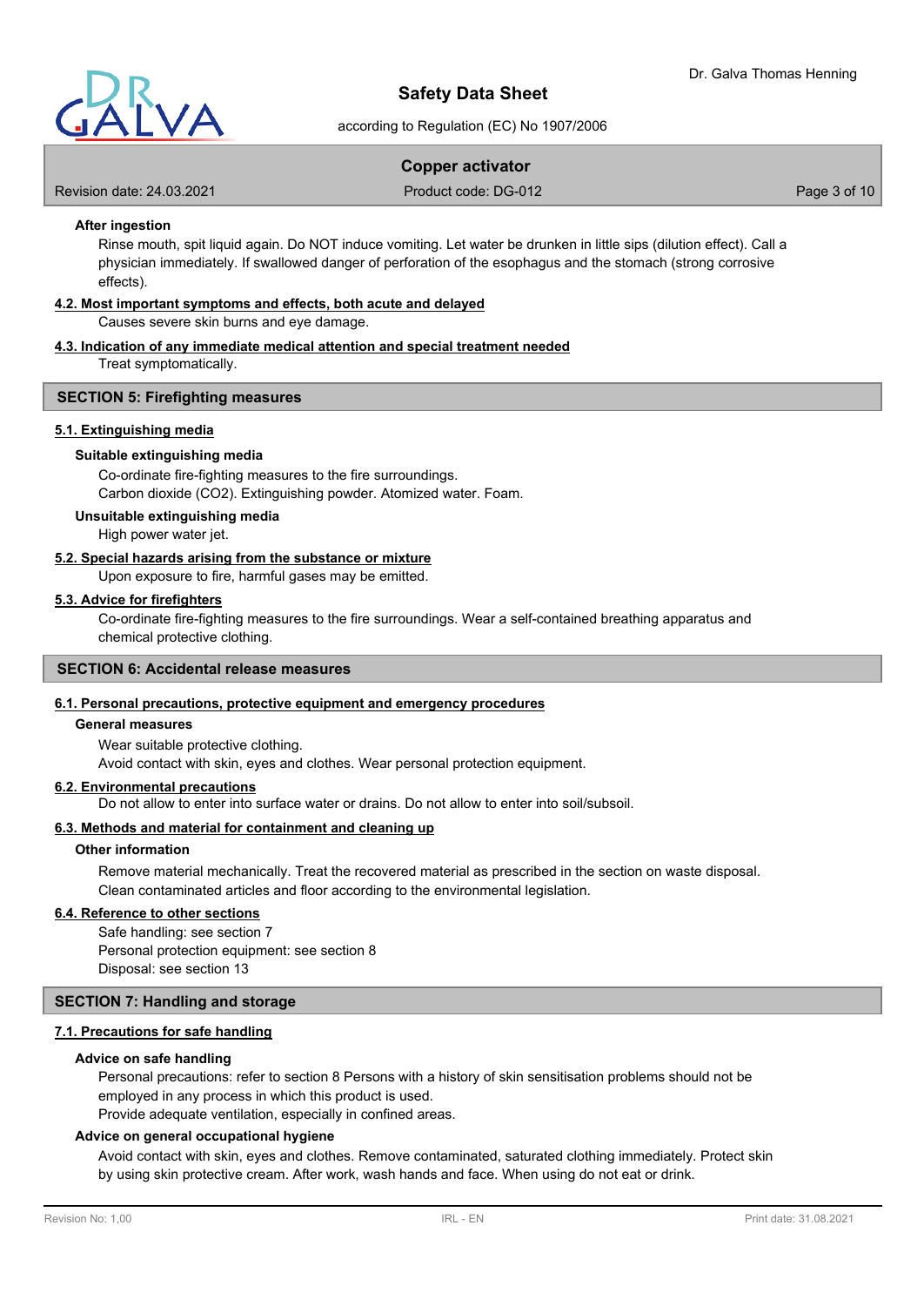**After ingestion**

Rinse mouth, spit liquid again. Do NOT induce vomiting. Let water be drunken in little sips (dilution effect). Call a physician immediately. If swallowed danger of perforation of the esophagus and the stomach (strong corrosive effects).

**4.2. Most important symptoms and effects, both acute and delayed**

Causes severe skin burns and eye damage.

**4.3. Indication of any immediate medical attention and special treatment needed**

Treat symptomatically.

## SECTION 5: Firefighting measures

**5.1. Extinguishing media**

**Suitable extinguishing media**

Co-ordinate fire-fighting measures to the fire surroundings.
Carbon dioxide (CO2). Extinguishing powder. Atomized water. Foam.

**Unsuitable extinguishing media**

High power water jet.

**5.2. Special hazards arising from the substance or mixture**

Upon exposure to fire, harmful gases may be emitted.

**5.3. Advice for firefighters**

Co-ordinate fire-fighting measures to the fire surroundings. Wear a self-contained breathing apparatus and chemical protective clothing.

## SECTION 6: Accidental release measures

**6.1. Personal precautions, protective equipment and emergency procedures**

**General measures**

Wear suitable protective clothing.
Avoid contact with skin, eyes and clothes. Wear personal protection equipment.

**6.2. Environmental precautions**

Do not allow to enter into surface water or drains. Do not allow to enter into soil/subsoil.

**6.3. Methods and material for containment and cleaning up**

**Other information**

Remove material mechanically. Treat the recovered material as prescribed in the section on waste disposal.
Clean contaminated articles and floor according to the environmental legislation.

**6.4. Reference to other sections**

Safe handling: see section 7
Personal protection equipment: see section 8
Disposal: see section 13

## SECTION 7: Handling and storage

**7.1. Precautions for safe handling**

**Advice on safe handling**

Personal precautions: refer to section 8 Persons with a history of skin sensitisation problems should not be employed in any process in which this product is used.
Provide adequate ventilation, especially in confined areas.

**Advice on general occupational hygiene**

Avoid contact with skin, eyes and clothes. Remove contaminated, saturated clothing immediately. Protect skin by using skin protective cream. After work, wash hands and face. When using do not eat or drink.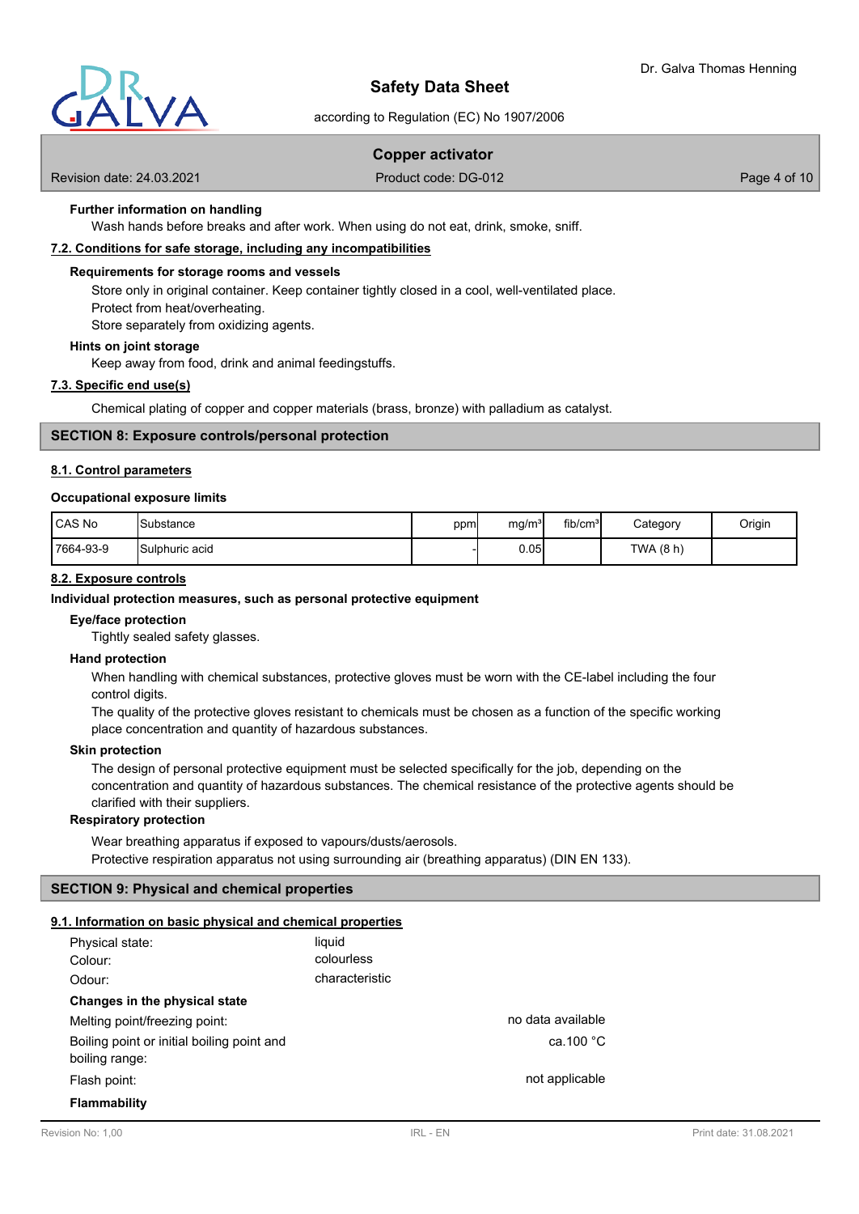**Further information on handling**

Wash hands before breaks and after work. When using do not eat, drink, smoke, sniff.

### 7.2. Conditions for safe storage, including any incompatibilities

**Requirements for storage rooms and vessels**

Store only in original container. Keep container tightly closed in a cool, well-ventilated place.
Protect from heat/overheating.
Store separately from oxidizing agents.

**Hints on joint storage**

Keep away from food, drink and animal feedingstuffs.

### 7.3. Specific end use(s)

Chemical plating of copper and copper materials (brass, bronze) with palladium as catalyst.

## SECTION 8: Exposure controls/personal protection

### 8.1. Control parameters

**Occupational exposure limits**

| CAS No | Substance | ppm | mg/m³ | fib/cm³ | Category | Origin |
|---|---|---|---|---|---|---|
| 7664-93-9 | Sulphuric acid | - | 0.05 | | TWA (8 h) | |

### 8.2. Exposure controls

**Individual protection measures, such as personal protective equipment**

**Eye/face protection**

Tightly sealed safety glasses.

**Hand protection**

When handling with chemical substances, protective gloves must be worn with the CE-label including the four control digits.
The quality of the protective gloves resistant to chemicals must be chosen as a function of the specific working place concentration and quantity of hazardous substances.

**Skin protection**

The design of personal protective equipment must be selected specifically for the job, depending on the concentration and quantity of hazardous substances. The chemical resistance of the protective agents should be clarified with their suppliers.

**Respiratory protection**

Wear breathing apparatus if exposed to vapours/dusts/aerosols.
Protective respiration apparatus not using surrounding air (breathing apparatus) (DIN EN 133).

## SECTION 9: Physical and chemical properties

### 9.1. Information on basic physical and chemical properties

Physical state: liquid
Colour: colourless
Odour: characteristic

**Changes in the physical state**

Melting point/freezing point: no data available
Boiling point or initial boiling point and boiling range: ca.100 °C
Flash point: not applicable

**Flammability**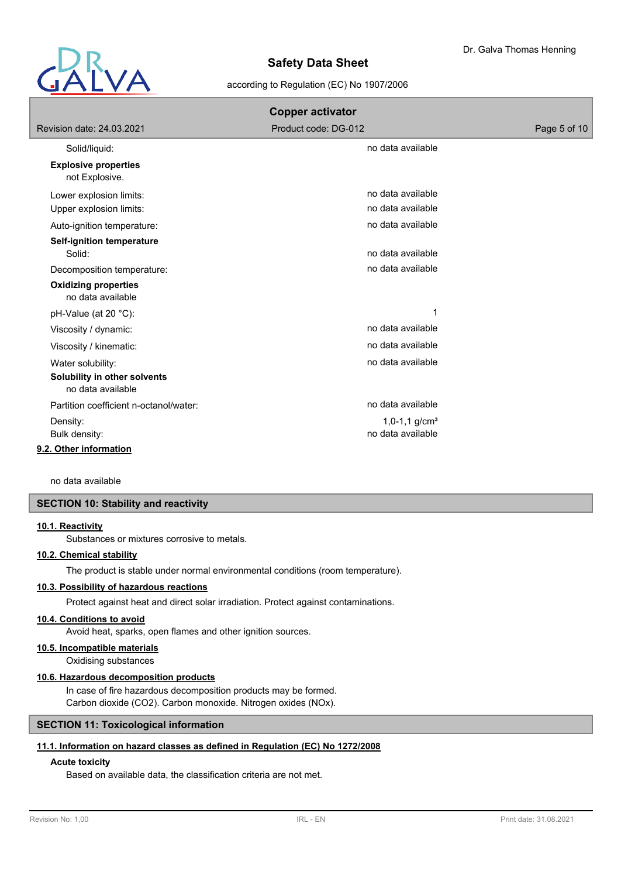| Property | Value |
| --- | --- |
| Solid/liquid: | no data available |
| **Explosive properties** | |
| not Explosive. | |
| Lower explosion limits: | no data available |
| Upper explosion limits: | no data available |
| Auto-ignition temperature: | no data available |
| **Self-ignition temperature** | |
| Solid: | no data available |
| Decomposition temperature: | no data available |
| **Oxidizing properties** | |
| no data available | |
| pH-Value (at 20 °C): | 1 |
| Viscosity / dynamic: | no data available |
| Viscosity / kinematic: | no data available |
| Water solubility: | no data available |
| **Solubility in other solvents** | |
| no data available | |
| Partition coefficient n-octanol/water: | no data available |
| Density: | 1,0-1,1 g/cm³ |
| Bulk density: | no data available |

### 9.2. Other information

no data available

## SECTION 10: Stability and reactivity

### 10.1. Reactivity

Substances or mixtures corrosive to metals.

### 10.2. Chemical stability

The product is stable under normal environmental conditions (room temperature).

### 10.3. Possibility of hazardous reactions

Protect against heat and direct solar irradiation. Protect against contaminations.

### 10.4. Conditions to avoid

Avoid heat, sparks, open flames and other ignition sources.

### 10.5. Incompatible materials

Oxidising substances

### 10.6. Hazardous decomposition products

In case of fire hazardous decomposition products may be formed.
Carbon dioxide ($CO_2$). Carbon monoxide. Nitrogen oxides ($NO_x$).

## SECTION 11: Toxicological information

### 11.1. Information on hazard classes as defined in Regulation (EC) No 1272/2008

**Acute toxicity**

Based on available data, the classification criteria are not met.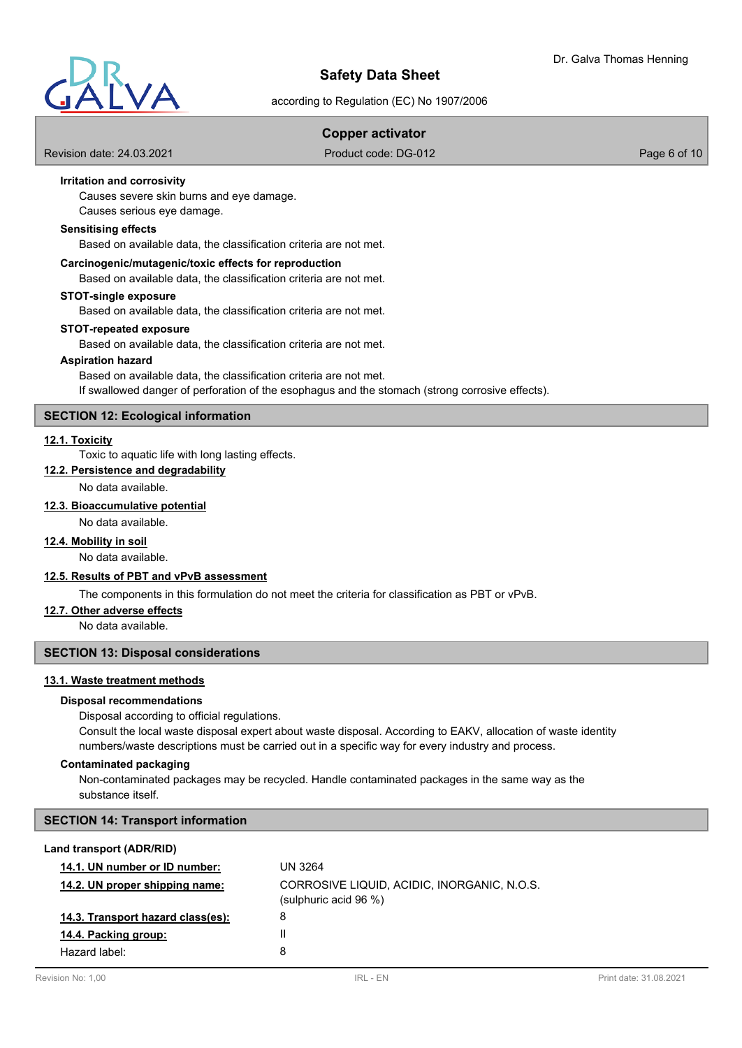**Irritation and corrosivity**

Causes severe skin burns and eye damage.
Causes serious eye damage.

**Sensitising effects**

Based on available data, the classification criteria are not met.

**Carcinogenic/mutagenic/toxic effects for reproduction**

Based on available data, the classification criteria are not met.

**STOT-single exposure**

Based on available data, the classification criteria are not met.

**STOT-repeated exposure**

Based on available data, the classification criteria are not met.

**Aspiration hazard**

Based on available data, the classification criteria are not met.
If swallowed danger of perforation of the esophagus and the stomach (strong corrosive effects).

## SECTION 12: Ecological information

**12.1. Toxicity**

Toxic to aquatic life with long lasting effects.

**12.2. Persistence and degradability**

No data available.

**12.3. Bioaccumulative potential**

No data available.

**12.4. Mobility in soil**

No data available.

**12.5. Results of PBT and vPvB assessment**

The components in this formulation do not meet the criteria for classification as PBT or vPvB.

**12.7. Other adverse effects**

No data available.

## SECTION 13: Disposal considerations

**13.1. Waste treatment methods**

**Disposal recommendations**

Disposal according to official regulations.
Consult the local waste disposal expert about waste disposal. According to EAKV, allocation of waste identity numbers/waste descriptions must be carried out in a specific way for every industry and process.

**Contaminated packaging**

Non-contaminated packages may be recycled. Handle contaminated packages in the same way as the substance itself.

## SECTION 14: Transport information

**Land transport (ADR/RID)**

| | |
|---|---|
| **14.1. UN number or ID number:** | UN 3264 |
| **14.2. UN proper shipping name:** | CORROSIVE LIQUID, ACIDIC, INORGANIC, N.O.S. (sulphuric acid 96 %) |
| **14.3. Transport hazard class(es):** | 8 |
| **14.4. Packing group:** | II |
| Hazard label: | 8 |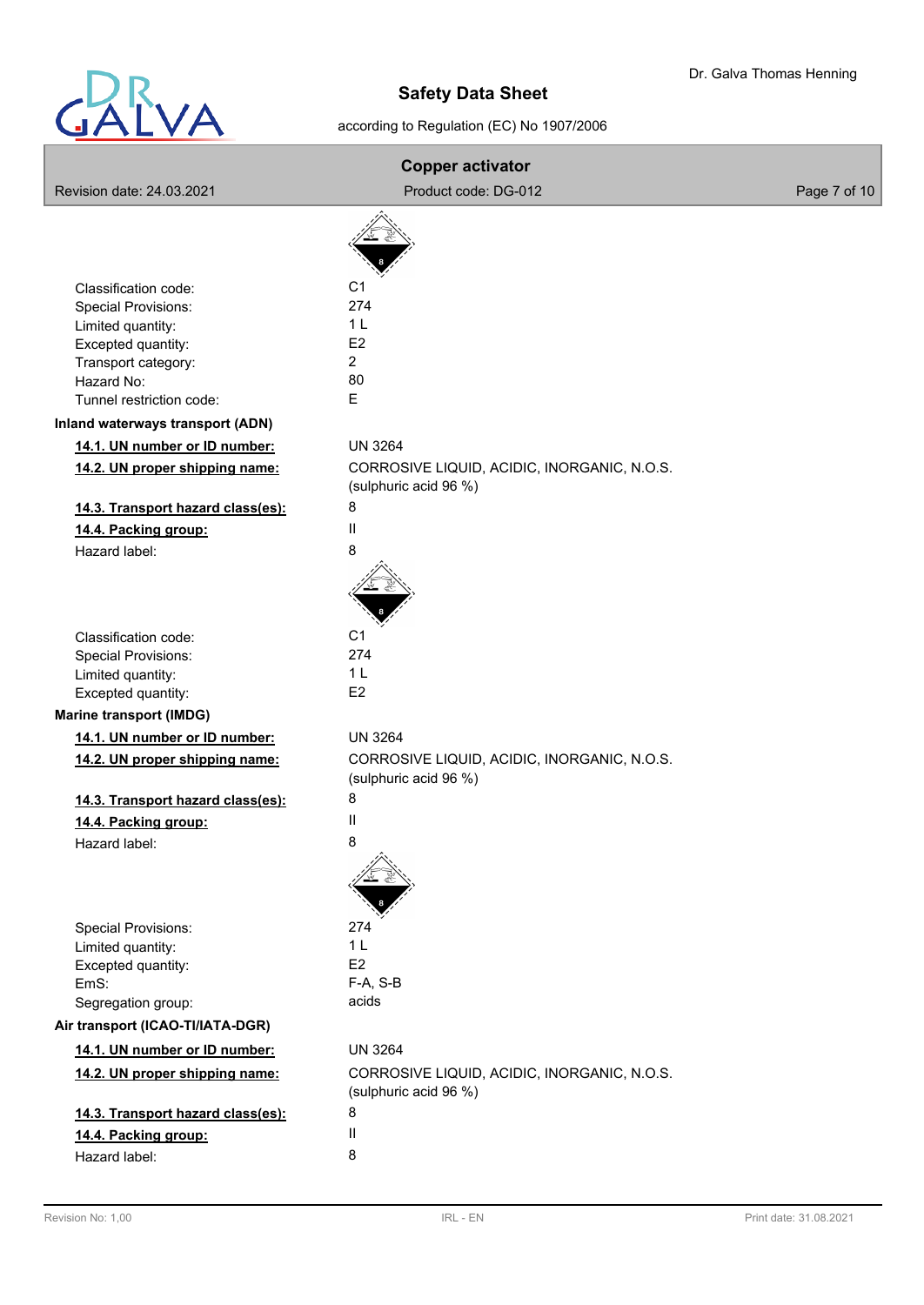Classification code: C1
Special Provisions: 274
Limited quantity: 1 L
Excepted quantity: E2
Transport category: 2
Hazard No: 80
Tunnel restriction code: E

**Inland waterways transport (ADN)**

**14.1. UN number or ID number:** UN 3264

**14.2. UN proper shipping name:** CORROSIVE LIQUID, ACIDIC, INORGANIC, N.O.S. (sulphuric acid 96 %)

**14.3. Transport hazard class(es):** 8

**14.4. Packing group:** II

Hazard label: 8

Classification code: C1
Special Provisions: 274
Limited quantity: 1 L
Excepted quantity: E2

**Marine transport (IMDG)**

**14.1. UN number or ID number:** UN 3264

**14.2. UN proper shipping name:** CORROSIVE LIQUID, ACIDIC, INORGANIC, N.O.S. (sulphuric acid 96 %)

**14.3. Transport hazard class(es):** 8

**14.4. Packing group:** II

Hazard label: 8

Special Provisions: 274
Limited quantity: 1 L
Excepted quantity: E2
EmS: F-A, S-B
Segregation group: acids

**Air transport (ICAO-TI/IATA-DGR)**

**14.1. UN number or ID number:** UN 3264

**14.2. UN proper shipping name:** CORROSIVE LIQUID, ACIDIC, INORGANIC, N.O.S. (sulphuric acid 96 %)

**14.3. Transport hazard class(es):** 8

**14.4. Packing group:** II

Hazard label: 8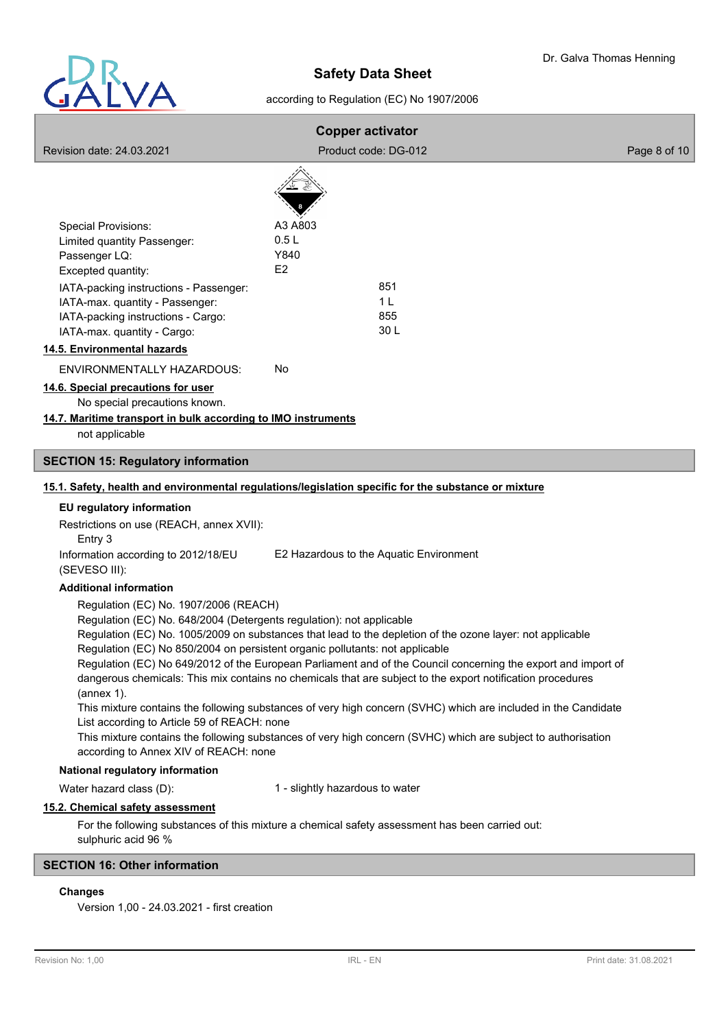Special Provisions: A3 A803
Limited quantity Passenger: 0.5 L
Passenger LQ: Y840
Excepted quantity: E2

IATA-packing instructions - Passenger: 851
IATA-max. quantity - Passenger: 1 L
IATA-packing instructions - Cargo: 855
IATA-max. quantity - Cargo: 30 L

**14.5. Environmental hazards**

ENVIRONMENTALLY HAZARDOUS: No

**14.6. Special precautions for user**

No special precautions known.

**14.7. Maritime transport in bulk according to IMO instruments**

not applicable

## SECTION 15: Regulatory information

**15.1. Safety, health and environmental regulations/legislation specific for the substance or mixture**

**EU regulatory information**

Restrictions on use (REACH, annex XVII):
Entry 3

Information according to 2012/18/EU (SEVESO III): E2 Hazardous to the Aquatic Environment

**Additional information**

Regulation (EC) No. 1907/2006 (REACH)
Regulation (EC) No. 648/2004 (Detergents regulation): not applicable
Regulation (EC) No. 1005/2009 on substances that lead to the depletion of the ozone layer: not applicable
Regulation (EC) No 850/2004 on persistent organic pollutants: not applicable
Regulation (EC) No 649/2012 of the European Parliament and of the Council concerning the export and import of dangerous chemicals: This mix contains no chemicals that are subject to the export notification procedures (annex 1).
This mixture contains the following substances of very high concern (SVHC) which are included in the Candidate List according to Article 59 of REACH: none
This mixture contains the following substances of very high concern (SVHC) which are subject to authorisation according to Annex XIV of REACH: none

**National regulatory information**

Water hazard class (D): 1 - slightly hazardous to water

**15.2. Chemical safety assessment**

For the following substances of this mixture a chemical safety assessment has been carried out:
sulphuric acid 96 %

## SECTION 16: Other information

**Changes**

Version 1,00 - 24.03.2021 - first creation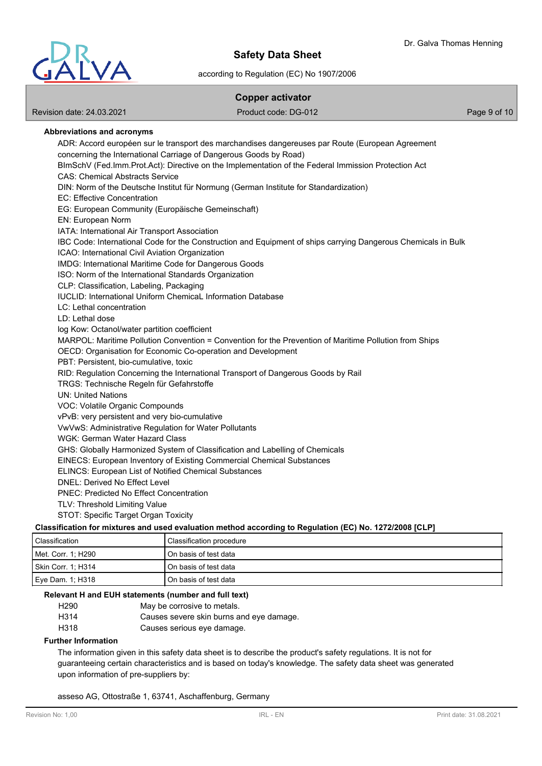**Abbreviations and acronyms**

ADR: Accord européen sur le transport des marchandises dangereuses par Route (European Agreement concerning the International Carriage of Dangerous Goods by Road)
BImSchV (Fed.Imm.Prot.Act): Directive on the Implementation of the Federal Immission Protection Act
CAS: Chemical Abstracts Service
DIN: Norm of the Deutsche Institut für Normung (German Institute for Standardization)
EC: Effective Concentration
EG: European Community (Europäische Gemeinschaft)
EN: European Norm
IATA: International Air Transport Association
IBC Code: International Code for the Construction and Equipment of ships carrying Dangerous Chemicals in Bulk
ICAO: International Civil Aviation Organization
IMDG: International Maritime Code for Dangerous Goods
ISO: Norm of the International Standards Organization
CLP: Classification, Labeling, Packaging
IUCLID: International Uniform ChemicaL Information Database
LC: Lethal concentration
LD: Lethal dose
log Kow: Octanol/water partition coefficient
MARPOL: Maritime Pollution Convention = Convention for the Prevention of Maritime Pollution from Ships
OECD: Organisation for Economic Co-operation and Development
PBT: Persistent, bio-cumulative, toxic
RID: Regulation Concerning the International Transport of Dangerous Goods by Rail
TRGS: Technische Regeln für Gefahrstoffe
UN: United Nations
VOC: Volatile Organic Compounds
vPvB: very persistent and very bio-cumulative
VwVwS: Administrative Regulation for Water Pollutants
WGK: German Water Hazard Class
GHS: Globally Harmonized System of Classification and Labelling of Chemicals
EINECS: European Inventory of Existing Commercial Chemical Substances
ELINCS: European List of Notified Chemical Substances
DNEL: Derived No Effect Level
PNEC: Predicted No Effect Concentration
TLV: Threshold Limiting Value
STOT: Specific Target Organ Toxicity

**Classification for mixtures and used evaluation method according to Regulation (EC) No. 1272/2008 [CLP]**

| Classification | Classification procedure |
|---|---|
| Met. Corr. 1; H290 | On basis of test data |
| Skin Corr. 1; H314 | On basis of test data |
| Eye Dam. 1; H318 | On basis of test data |

**Relevant H and EUH statements (number and full text)**

| | |
|---|---|
| H290 | May be corrosive to metals. |
| H314 | Causes severe skin burns and eye damage. |
| H318 | Causes serious eye damage. |

**Further Information**

The information given in this safety data sheet is to describe the product's safety regulations. It is not for guaranteeing certain characteristics and is based on today's knowledge. The safety data sheet was generated upon information of pre-suppliers by:

asseso AG, Ottostraße 1, 63741, Aschaffenburg, Germany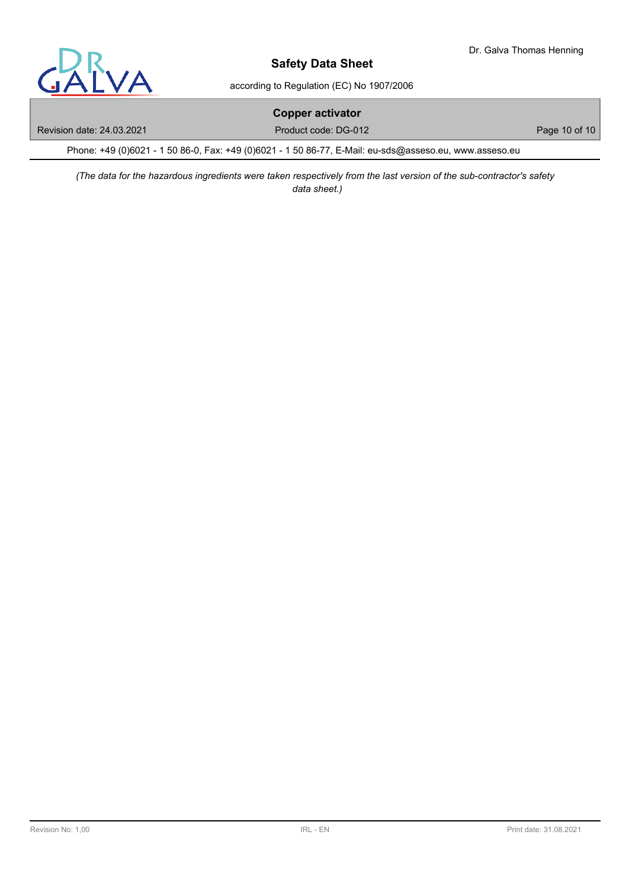*(The data for the hazardous ingredients were taken respectively from the last version of the sub-contractor's safety data sheet.)*